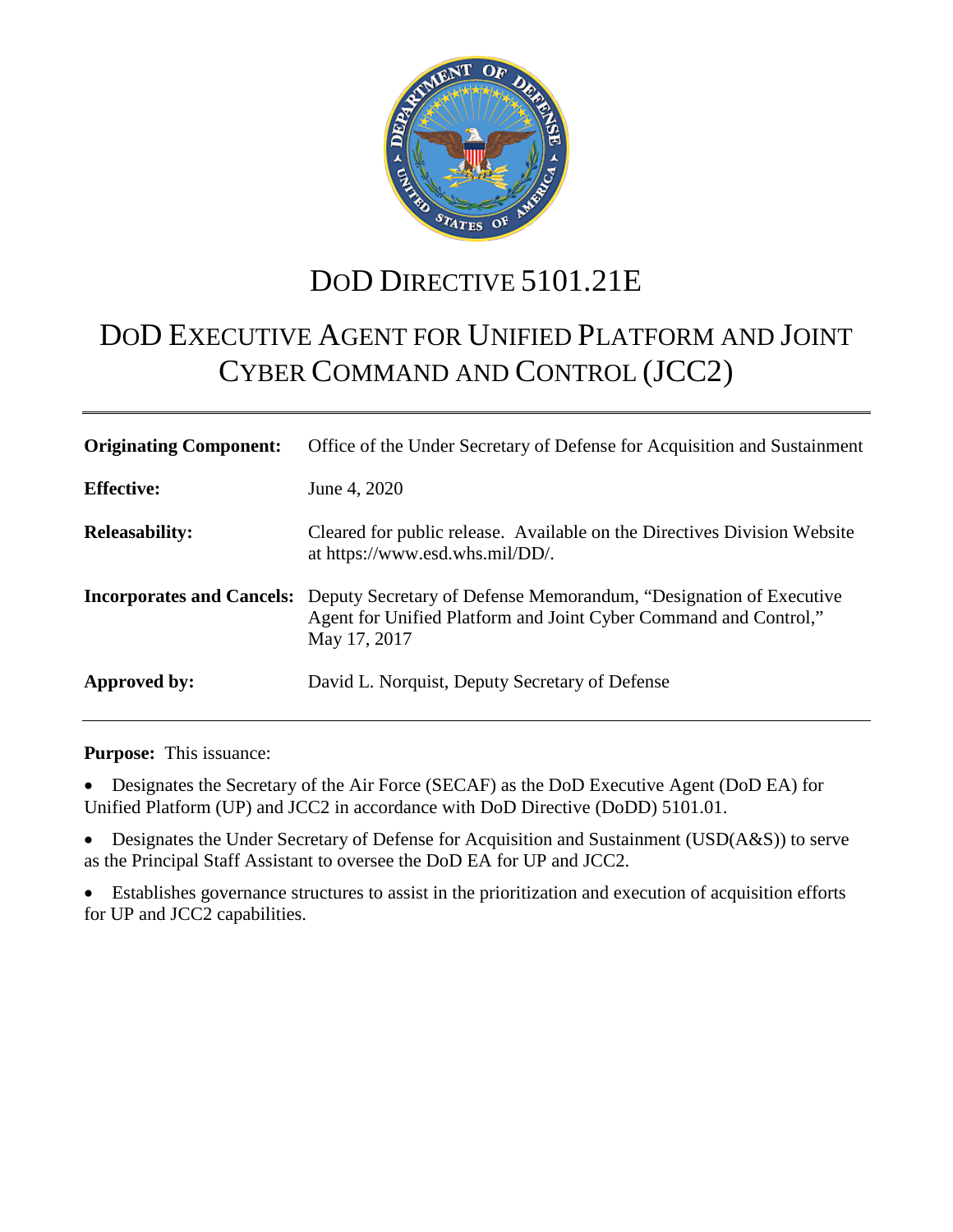# DoD DIRECTIVE 5101.21E

# DoD EXECUTIVE AGENT FOR UNIFIED PLATFORM AND JOINT CYBER COMMAND AND CONTROL (JCC2)

| | |
|---|---|
| **Originating Component:** | Office of the Under Secretary of Defense for Acquisition and Sustainment |
| **Effective:** | June 4, 2020 |
| **Releasability:** | Cleared for public release. Available on the Directives Division Website at https://www.esd.whs.mil/DD/. |
| **Incorporates and Cancels:** | Deputy Secretary of Defense Memorandum, "Designation of Executive Agent for Unified Platform and Joint Cyber Command and Control," May 17, 2017 |
| **Approved by:** | David L. Norquist, Deputy Secretary of Defense |

**Purpose:** This issuance:

- Designates the Secretary of the Air Force (SECAF) as the DoD Executive Agent (DoD EA) for Unified Platform (UP) and JCC2 in accordance with DoD Directive (DoDD) 5101.01.
- Designates the Under Secretary of Defense for Acquisition and Sustainment (USD(A&S)) to serve as the Principal Staff Assistant to oversee the DoD EA for UP and JCC2.
- Establishes governance structures to assist in the prioritization and execution of acquisition efforts for UP and JCC2 capabilities.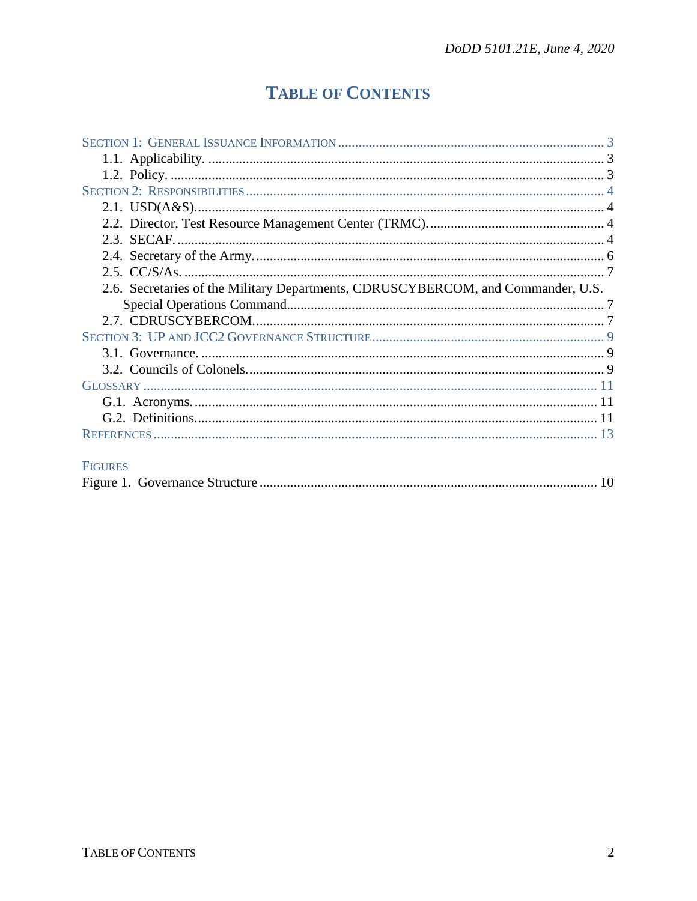# TABLE OF CONTENTS

SECTION 1: GENERAL ISSUANCE INFORMATION ... 3
- 1.1. Applicability. ... 3
- 1.2. Policy. ... 3

SECTION 2: RESPONSIBILITIES ... 4
- 2.1. USD(A&S). ... 4
- 2.2. Director, Test Resource Management Center (TRMC). ... 4
- 2.3. SECAF. ... 4
- 2.4. Secretary of the Army. ... 6
- 2.5. CC/S/As. ... 7
- 2.6. Secretaries of the Military Departments, CDRUSCYBERCOM, and Commander, U.S. Special Operations Command ... 7
- 2.7. CDRUSCYBERCOM. ... 7

SECTION 3: UP AND JCC2 GOVERNANCE STRUCTURE ... 9
- 3.1. Governance. ... 9
- 3.2. Councils of Colonels. ... 9

GLOSSARY ... 11
- G.1. Acronyms. ... 11
- G.2. Definitions. ... 11

REFERENCES ... 13

FIGURES

Figure 1. Governance Structure ... 10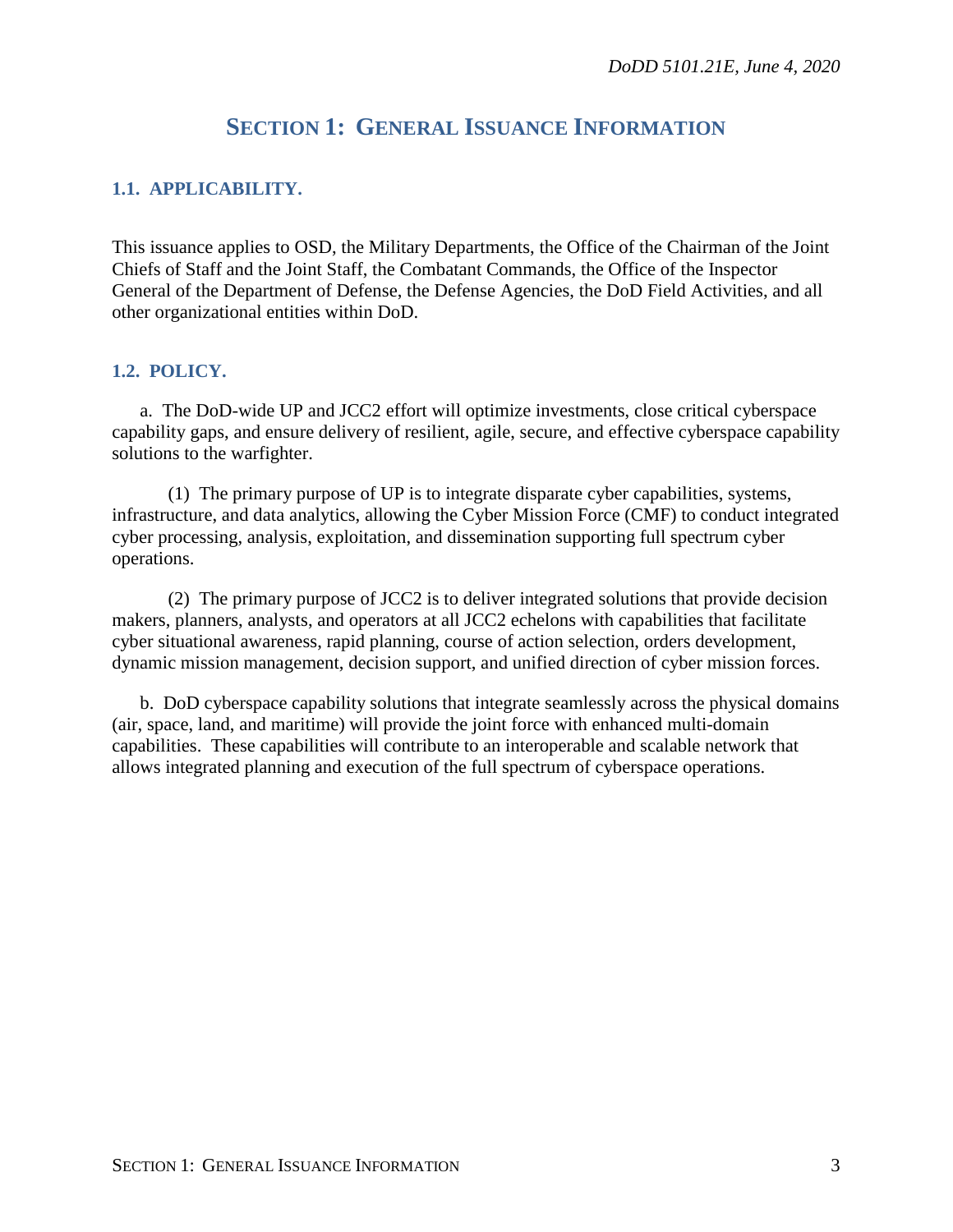# SECTION 1: GENERAL ISSUANCE INFORMATION

## 1.1. APPLICABILITY.

This issuance applies to OSD, the Military Departments, the Office of the Chairman of the Joint Chiefs of Staff and the Joint Staff, the Combatant Commands, the Office of the Inspector General of the Department of Defense, the Defense Agencies, the DoD Field Activities, and all other organizational entities within DoD.

## 1.2. POLICY.

a. The DoD-wide UP and JCC2 effort will optimize investments, close critical cyberspace capability gaps, and ensure delivery of resilient, agile, secure, and effective cyberspace capability solutions to the warfighter.

(1) The primary purpose of UP is to integrate disparate cyber capabilities, systems, infrastructure, and data analytics, allowing the Cyber Mission Force (CMF) to conduct integrated cyber processing, analysis, exploitation, and dissemination supporting full spectrum cyber operations.

(2) The primary purpose of JCC2 is to deliver integrated solutions that provide decision makers, planners, analysts, and operators at all JCC2 echelons with capabilities that facilitate cyber situational awareness, rapid planning, course of action selection, orders development, dynamic mission management, decision support, and unified direction of cyber mission forces.

b. DoD cyberspace capability solutions that integrate seamlessly across the physical domains (air, space, land, and maritime) will provide the joint force with enhanced multi-domain capabilities. These capabilities will contribute to an interoperable and scalable network that allows integrated planning and execution of the full spectrum of cyberspace operations.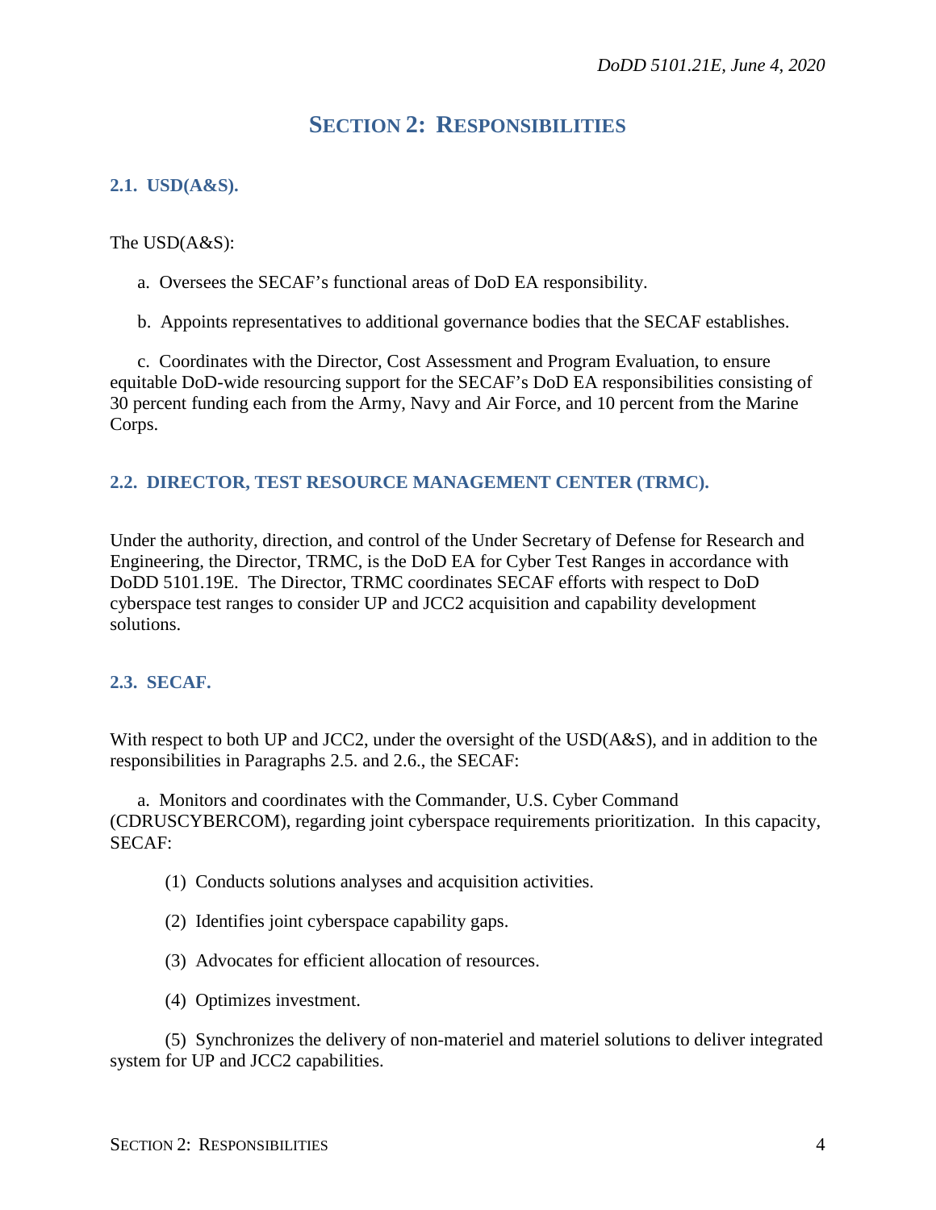# SECTION 2: RESPONSIBILITIES

## 2.1. USD(A&S).

The USD(A&S):

a. Oversees the SECAF's functional areas of DoD EA responsibility.

b. Appoints representatives to additional governance bodies that the SECAF establishes.

c. Coordinates with the Director, Cost Assessment and Program Evaluation, to ensure equitable DoD-wide resourcing support for the SECAF's DoD EA responsibilities consisting of 30 percent funding each from the Army, Navy and Air Force, and 10 percent from the Marine Corps.

## 2.2. DIRECTOR, TEST RESOURCE MANAGEMENT CENTER (TRMC).

Under the authority, direction, and control of the Under Secretary of Defense for Research and Engineering, the Director, TRMC, is the DoD EA for Cyber Test Ranges in accordance with DoDD 5101.19E. The Director, TRMC coordinates SECAF efforts with respect to DoD cyberspace test ranges to consider UP and JCC2 acquisition and capability development solutions.

## 2.3. SECAF.

With respect to both UP and JCC2, under the oversight of the USD(A&S), and in addition to the responsibilities in Paragraphs 2.5. and 2.6., the SECAF:

a. Monitors and coordinates with the Commander, U.S. Cyber Command (CDRUSCYBERCOM), regarding joint cyberspace requirements prioritization. In this capacity, SECAF:

(1) Conducts solutions analyses and acquisition activities.

(2) Identifies joint cyberspace capability gaps.

(3) Advocates for efficient allocation of resources.

(4) Optimizes investment.

(5) Synchronizes the delivery of non-materiel and materiel solutions to deliver integrated system for UP and JCC2 capabilities.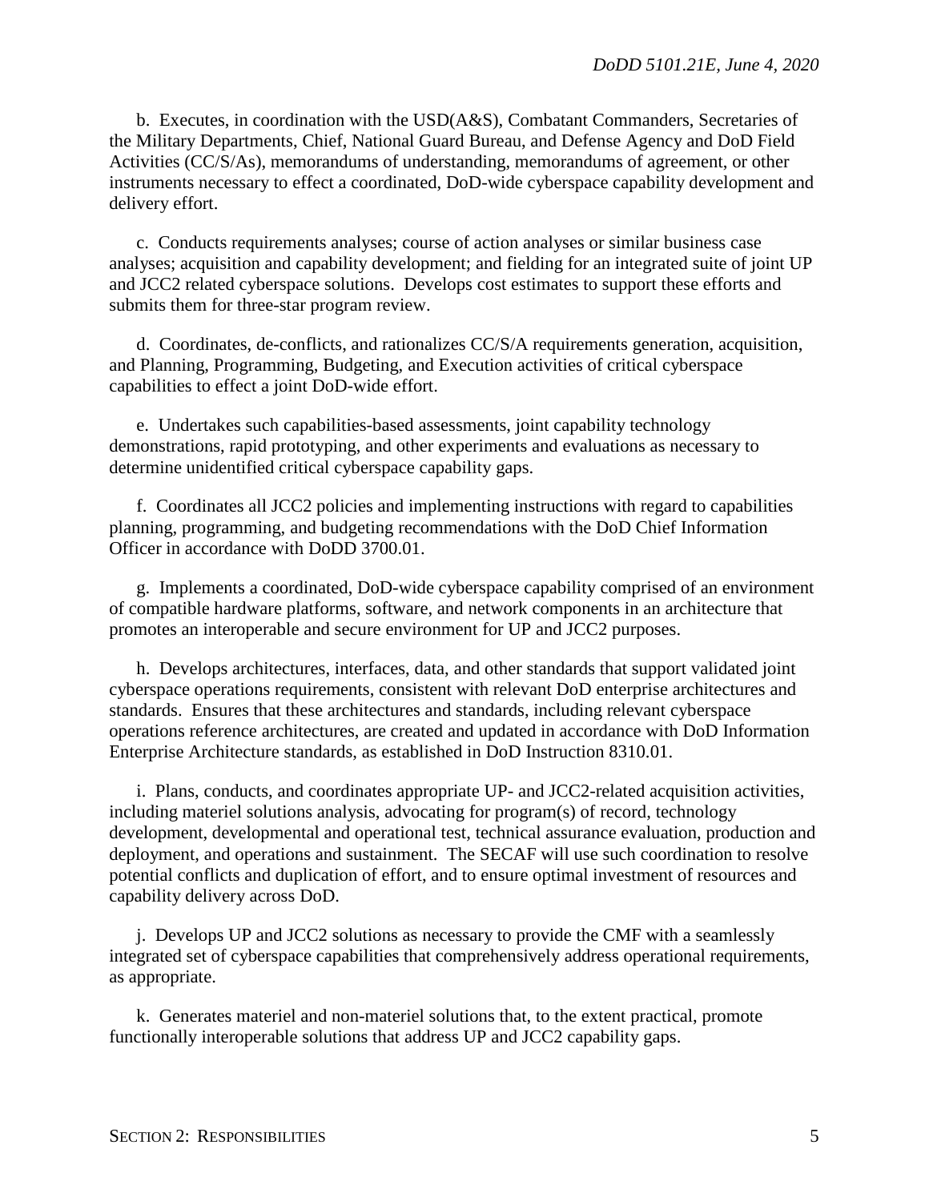b. Executes, in coordination with the USD(A&S), Combatant Commanders, Secretaries of the Military Departments, Chief, National Guard Bureau, and Defense Agency and DoD Field Activities (CC/S/As), memorandums of understanding, memorandums of agreement, or other instruments necessary to effect a coordinated, DoD-wide cyberspace capability development and delivery effort.

c. Conducts requirements analyses; course of action analyses or similar business case analyses; acquisition and capability development; and fielding for an integrated suite of joint UP and JCC2 related cyberspace solutions. Develops cost estimates to support these efforts and submits them for three-star program review.

d. Coordinates, de-conflicts, and rationalizes CC/S/A requirements generation, acquisition, and Planning, Programming, Budgeting, and Execution activities of critical cyberspace capabilities to effect a joint DoD-wide effort.

e. Undertakes such capabilities-based assessments, joint capability technology demonstrations, rapid prototyping, and other experiments and evaluations as necessary to determine unidentified critical cyberspace capability gaps.

f. Coordinates all JCC2 policies and implementing instructions with regard to capabilities planning, programming, and budgeting recommendations with the DoD Chief Information Officer in accordance with DoDD 3700.01.

g. Implements a coordinated, DoD-wide cyberspace capability comprised of an environment of compatible hardware platforms, software, and network components in an architecture that promotes an interoperable and secure environment for UP and JCC2 purposes.

h. Develops architectures, interfaces, data, and other standards that support validated joint cyberspace operations requirements, consistent with relevant DoD enterprise architectures and standards. Ensures that these architectures and standards, including relevant cyberspace operations reference architectures, are created and updated in accordance with DoD Information Enterprise Architecture standards, as established in DoD Instruction 8310.01.

i. Plans, conducts, and coordinates appropriate UP- and JCC2-related acquisition activities, including materiel solutions analysis, advocating for program(s) of record, technology development, developmental and operational test, technical assurance evaluation, production and deployment, and operations and sustainment. The SECAF will use such coordination to resolve potential conflicts and duplication of effort, and to ensure optimal investment of resources and capability delivery across DoD.

j. Develops UP and JCC2 solutions as necessary to provide the CMF with a seamlessly integrated set of cyberspace capabilities that comprehensively address operational requirements, as appropriate.

k. Generates materiel and non-materiel solutions that, to the extent practical, promote functionally interoperable solutions that address UP and JCC2 capability gaps.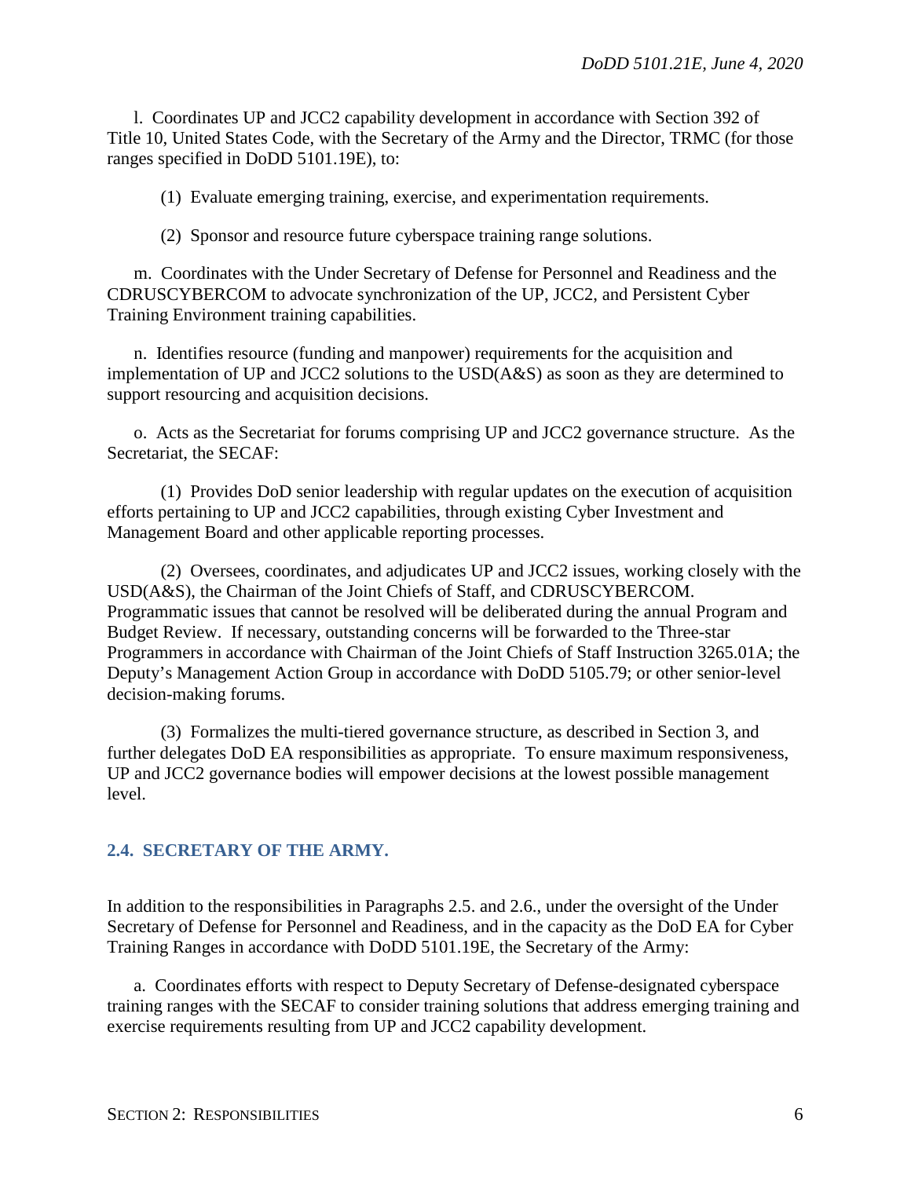l.  Coordinates UP and JCC2 capability development in accordance with Section 392 of Title 10, United States Code, with the Secretary of the Army and the Director, TRMC (for those ranges specified in DoDD 5101.19E), to:

(1)  Evaluate emerging training, exercise, and experimentation requirements.

(2)  Sponsor and resource future cyberspace training range solutions.

m.  Coordinates with the Under Secretary of Defense for Personnel and Readiness and the CDRUSCYBERCOM to advocate synchronization of the UP, JCC2, and Persistent Cyber Training Environment training capabilities.

n.  Identifies resource (funding and manpower) requirements for the acquisition and implementation of UP and JCC2 solutions to the USD(A&S) as soon as they are determined to support resourcing and acquisition decisions.

o.  Acts as the Secretariat for forums comprising UP and JCC2 governance structure.  As the Secretariat, the SECAF:

(1)  Provides DoD senior leadership with regular updates on the execution of acquisition efforts pertaining to UP and JCC2 capabilities, through existing Cyber Investment and Management Board and other applicable reporting processes.

(2)  Oversees, coordinates, and adjudicates UP and JCC2 issues, working closely with the USD(A&S), the Chairman of the Joint Chiefs of Staff, and CDRUSCYBERCOM. Programmatic issues that cannot be resolved will be deliberated during the annual Program and Budget Review.  If necessary, outstanding concerns will be forwarded to the Three-star Programmers in accordance with Chairman of the Joint Chiefs of Staff Instruction 3265.01A; the Deputy's Management Action Group in accordance with DoDD 5105.79; or other senior-level decision-making forums.

(3)  Formalizes the multi-tiered governance structure, as described in Section 3, and further delegates DoD EA responsibilities as appropriate.  To ensure maximum responsiveness, UP and JCC2 governance bodies will empower decisions at the lowest possible management level.

## 2.4.  SECRETARY OF THE ARMY.

In addition to the responsibilities in Paragraphs 2.5. and 2.6., under the oversight of the Under Secretary of Defense for Personnel and Readiness, and in the capacity as the DoD EA for Cyber Training Ranges in accordance with DoDD 5101.19E, the Secretary of the Army:

a.  Coordinates efforts with respect to Deputy Secretary of Defense-designated cyberspace training ranges with the SECAF to consider training solutions that address emerging training and exercise requirements resulting from UP and JCC2 capability development.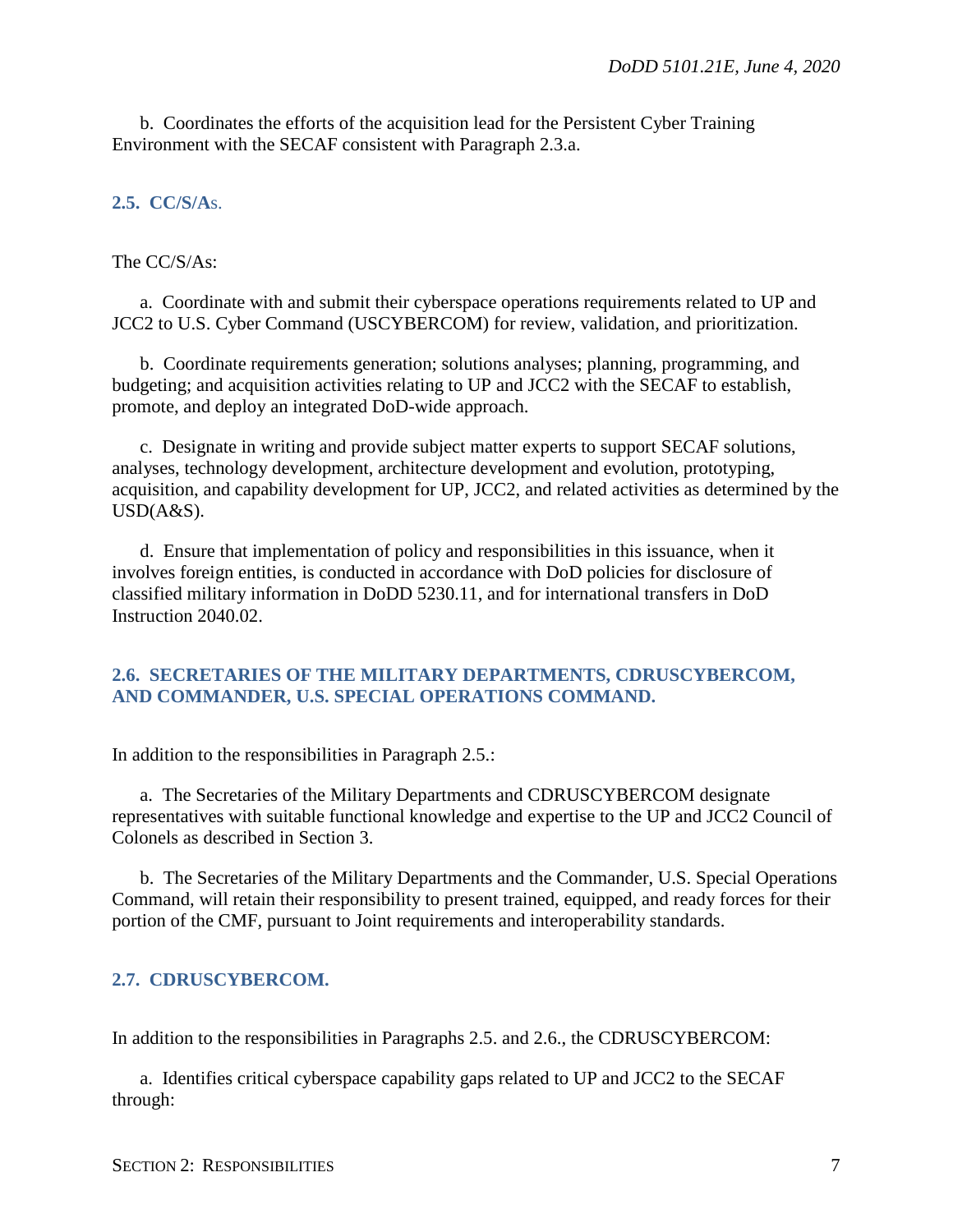b. Coordinates the efforts of the acquisition lead for the Persistent Cyber Training Environment with the SECAF consistent with Paragraph 2.3.a.

## 2.5. CC/S/As.

The CC/S/As:

a. Coordinate with and submit their cyberspace operations requirements related to UP and JCC2 to U.S. Cyber Command (USCYBERCOM) for review, validation, and prioritization.

b. Coordinate requirements generation; solutions analyses; planning, programming, and budgeting; and acquisition activities relating to UP and JCC2 with the SECAF to establish, promote, and deploy an integrated DoD-wide approach.

c. Designate in writing and provide subject matter experts to support SECAF solutions, analyses, technology development, architecture development and evolution, prototyping, acquisition, and capability development for UP, JCC2, and related activities as determined by the USD(A&S).

d. Ensure that implementation of policy and responsibilities in this issuance, when it involves foreign entities, is conducted in accordance with DoD policies for disclosure of classified military information in DoDD 5230.11, and for international transfers in DoD Instruction 2040.02.

## 2.6. SECRETARIES OF THE MILITARY DEPARTMENTS, CDRUSCYBERCOM, AND COMMANDER, U.S. SPECIAL OPERATIONS COMMAND.

In addition to the responsibilities in Paragraph 2.5.:

a. The Secretaries of the Military Departments and CDRUSCYBERCOM designate representatives with suitable functional knowledge and expertise to the UP and JCC2 Council of Colonels as described in Section 3.

b. The Secretaries of the Military Departments and the Commander, U.S. Special Operations Command, will retain their responsibility to present trained, equipped, and ready forces for their portion of the CMF, pursuant to Joint requirements and interoperability standards.

## 2.7. CDRUSCYBERCOM.

In addition to the responsibilities in Paragraphs 2.5. and 2.6., the CDRUSCYBERCOM:

a. Identifies critical cyberspace capability gaps related to UP and JCC2 to the SECAF through: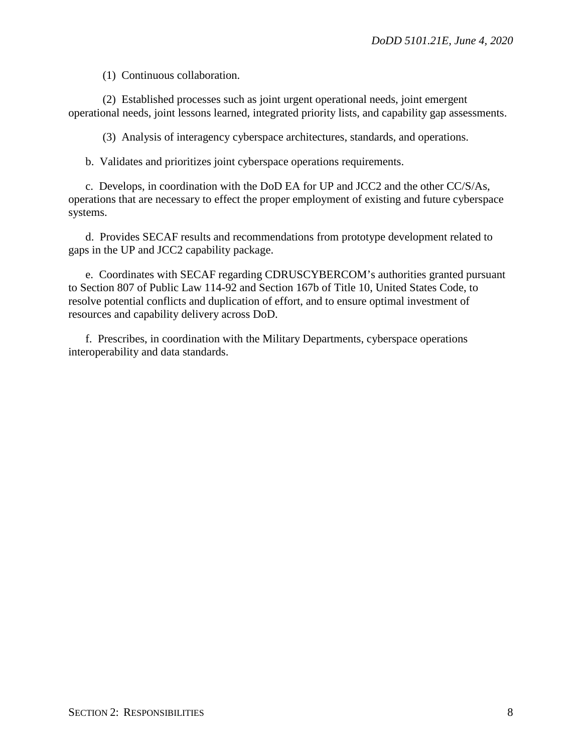(1) Continuous collaboration.

(2) Established processes such as joint urgent operational needs, joint emergent operational needs, joint lessons learned, integrated priority lists, and capability gap assessments.

(3) Analysis of interagency cyberspace architectures, standards, and operations.

b. Validates and prioritizes joint cyberspace operations requirements.

c. Develops, in coordination with the DoD EA for UP and JCC2 and the other CC/S/As, operations that are necessary to effect the proper employment of existing and future cyberspace systems.

d. Provides SECAF results and recommendations from prototype development related to gaps in the UP and JCC2 capability package.

e. Coordinates with SECAF regarding CDRUSCYBERCOM's authorities granted pursuant to Section 807 of Public Law 114-92 and Section 167b of Title 10, United States Code, to resolve potential conflicts and duplication of effort, and to ensure optimal investment of resources and capability delivery across DoD.

f. Prescribes, in coordination with the Military Departments, cyberspace operations interoperability and data standards.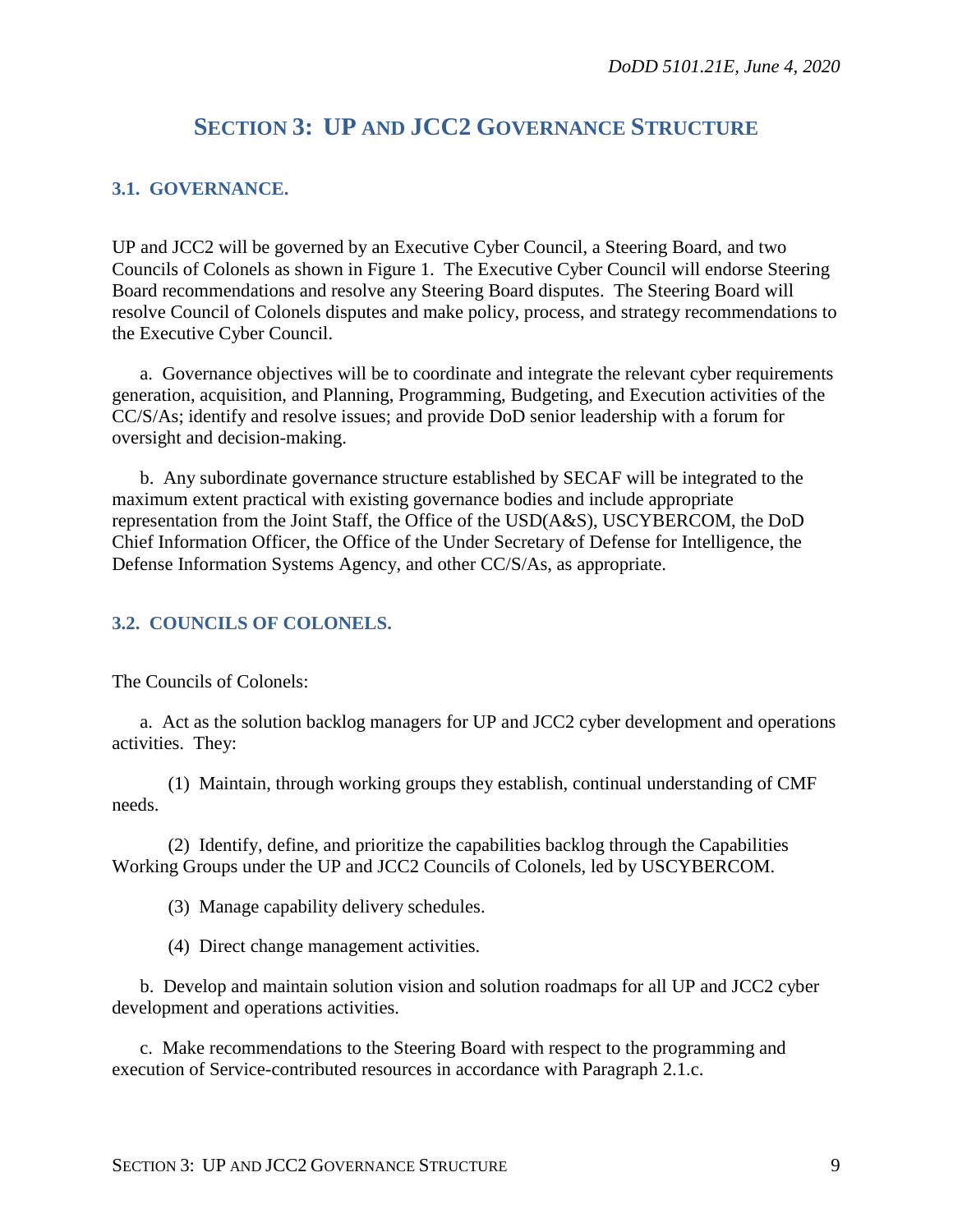# SECTION 3: UP AND JCC2 GOVERNANCE STRUCTURE

## 3.1. GOVERNANCE.

UP and JCC2 will be governed by an Executive Cyber Council, a Steering Board, and two Councils of Colonels as shown in Figure 1. The Executive Cyber Council will endorse Steering Board recommendations and resolve any Steering Board disputes. The Steering Board will resolve Council of Colonels disputes and make policy, process, and strategy recommendations to the Executive Cyber Council.

a. Governance objectives will be to coordinate and integrate the relevant cyber requirements generation, acquisition, and Planning, Programming, Budgeting, and Execution activities of the CC/S/As; identify and resolve issues; and provide DoD senior leadership with a forum for oversight and decision-making.

b. Any subordinate governance structure established by SECAF will be integrated to the maximum extent practical with existing governance bodies and include appropriate representation from the Joint Staff, the Office of the USD(A&S), USCYBERCOM, the DoD Chief Information Officer, the Office of the Under Secretary of Defense for Intelligence, the Defense Information Systems Agency, and other CC/S/As, as appropriate.

## 3.2. COUNCILS OF COLONELS.

The Councils of Colonels:

a. Act as the solution backlog managers for UP and JCC2 cyber development and operations activities. They:

(1) Maintain, through working groups they establish, continual understanding of CMF needs.

(2) Identify, define, and prioritize the capabilities backlog through the Capabilities Working Groups under the UP and JCC2 Councils of Colonels, led by USCYBERCOM.

(3) Manage capability delivery schedules.

(4) Direct change management activities.

b. Develop and maintain solution vision and solution roadmaps for all UP and JCC2 cyber development and operations activities.

c. Make recommendations to the Steering Board with respect to the programming and execution of Service-contributed resources in accordance with Paragraph 2.1.c.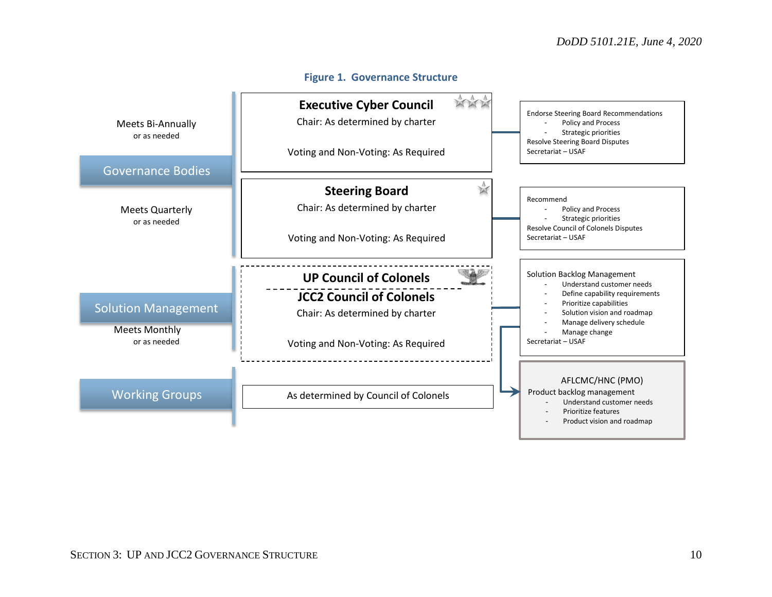**Figure 1. Governance Structure**

| | | |
|---|---|---|
| **Governance Bodies** | | |
| Meets Bi-Annually or as needed | **Executive Cyber Council**<br>Chair: As determined by charter<br>Voting and Non-Voting: As Required | Endorse Steering Board Recommendations<br>- Policy and Process<br>- Strategic priorities<br>Resolve Steering Board Disputes<br>Secretariat – USAF |
| Meets Quarterly or as needed | **Steering Board**<br>Chair: As determined by charter<br>Voting and Non-Voting: As Required | Recommend<br>- Policy and Process<br>- Strategic priorities<br>Resolve Council of Colonels Disputes<br>Secretariat – USAF |
| **Solution Management**<br>Meets Monthly or as needed | **UP Council of Colonels**<br>**JCC2 Council of Colonels**<br>Chair: As determined by charter<br>Voting and Non-Voting: As Required | Solution Backlog Management<br>- Understand customer needs<br>- Define capability requirements<br>- Prioritize capabilities<br>- Solution vision and roadmap<br>- Manage delivery schedule<br>- Manage change<br>Secretariat – USAF |
| **Working Groups** | As determined by Council of Colonels | AFLCMC/HNC (PMO)<br>Product backlog management<br>- Understand customer needs<br>- Prioritize features<br>- Product vision and roadmap |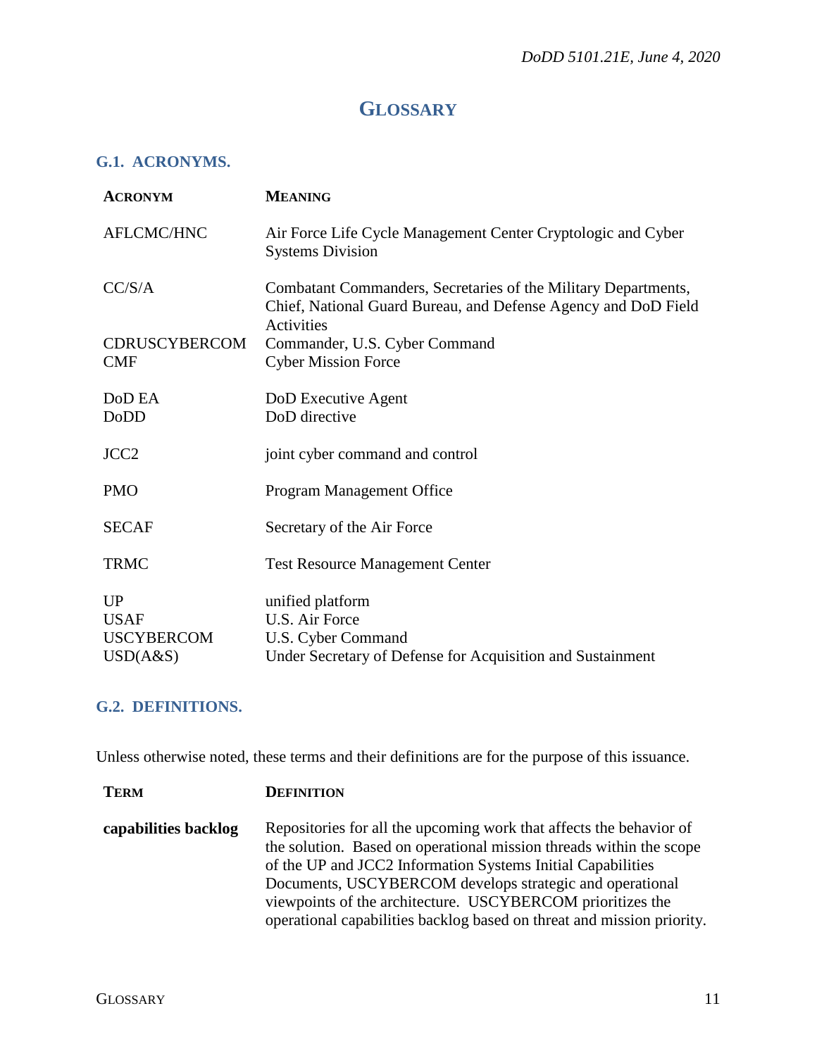# GLOSSARY

## G.1. ACRONYMS.

| ACRONYM | MEANING |
|---|---|
| AFLCMC/HNC | Air Force Life Cycle Management Center Cryptologic and Cyber Systems Division |
| CC/S/A | Combatant Commanders, Secretaries of the Military Departments, Chief, National Guard Bureau, and Defense Agency and DoD Field Activities |
| CDRUSCYBERCOM | Commander, U.S. Cyber Command |
| CMF | Cyber Mission Force |
| DoD EA | DoD Executive Agent |
| DoDD | DoD directive |
| JCC2 | joint cyber command and control |
| PMO | Program Management Office |
| SECAF | Secretary of the Air Force |
| TRMC | Test Resource Management Center |
| UP | unified platform |
| USAF | U.S. Air Force |
| USCYBERCOM | U.S. Cyber Command |
| USD(A&S) | Under Secretary of Defense for Acquisition and Sustainment |

## G.2. DEFINITIONS.

Unless otherwise noted, these terms and their definitions are for the purpose of this issuance.

| TERM | DEFINITION |
|---|---|
| **capabilities backlog** | Repositories for all the upcoming work that affects the behavior of the solution. Based on operational mission threads within the scope of the UP and JCC2 Information Systems Initial Capabilities Documents, USCYBERCOM develops strategic and operational viewpoints of the architecture. USCYBERCOM prioritizes the operational capabilities backlog based on threat and mission priority. |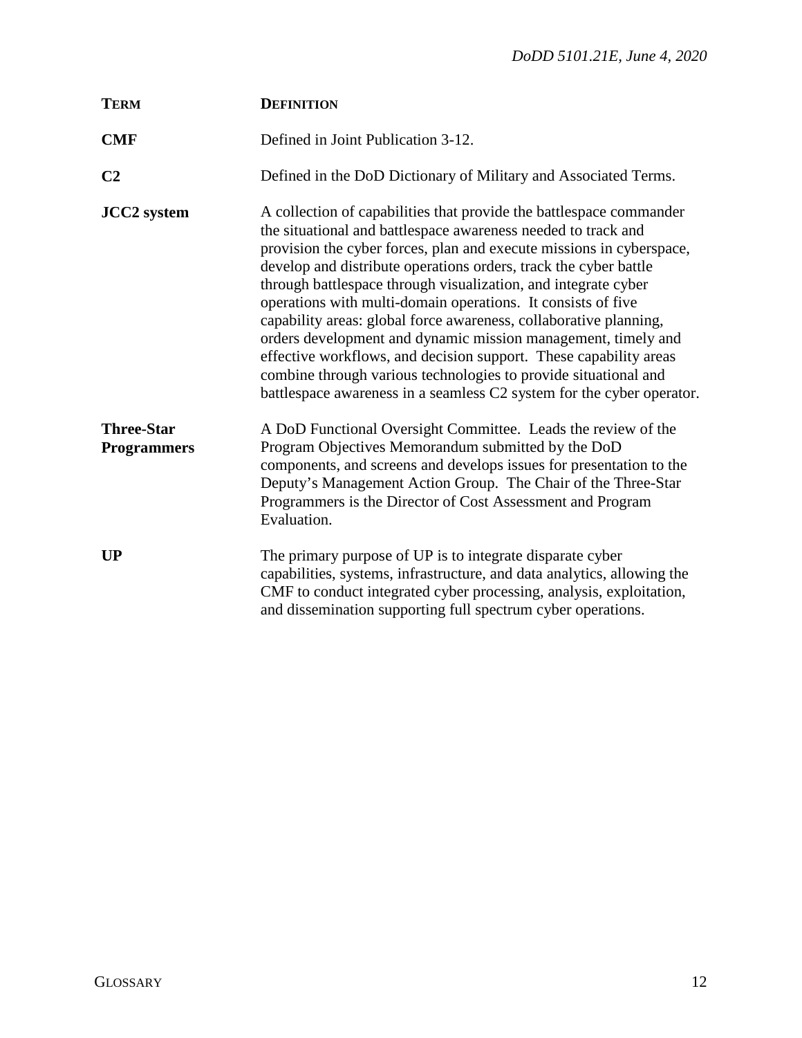| TERM | DEFINITION |
|---|---|
| **CMF** | Defined in Joint Publication 3-12. |
| **C2** | Defined in the DoD Dictionary of Military and Associated Terms. |
| **JCC2 system** | A collection of capabilities that provide the battlespace commander the situational and battlespace awareness needed to track and provision the cyber forces, plan and execute missions in cyberspace, develop and distribute operations orders, track the cyber battle through battlespace through visualization, and integrate cyber operations with multi-domain operations. It consists of five capability areas: global force awareness, collaborative planning, orders development and dynamic mission management, timely and effective workflows, and decision support. These capability areas combine through various technologies to provide situational and battlespace awareness in a seamless C2 system for the cyber operator. |
| **Three-Star Programmers** | A DoD Functional Oversight Committee. Leads the review of the Program Objectives Memorandum submitted by the DoD components, and screens and develops issues for presentation to the Deputy's Management Action Group. The Chair of the Three-Star Programmers is the Director of Cost Assessment and Program Evaluation. |
| **UP** | The primary purpose of UP is to integrate disparate cyber capabilities, systems, infrastructure, and data analytics, allowing the CMF to conduct integrated cyber processing, analysis, exploitation, and dissemination supporting full spectrum cyber operations. |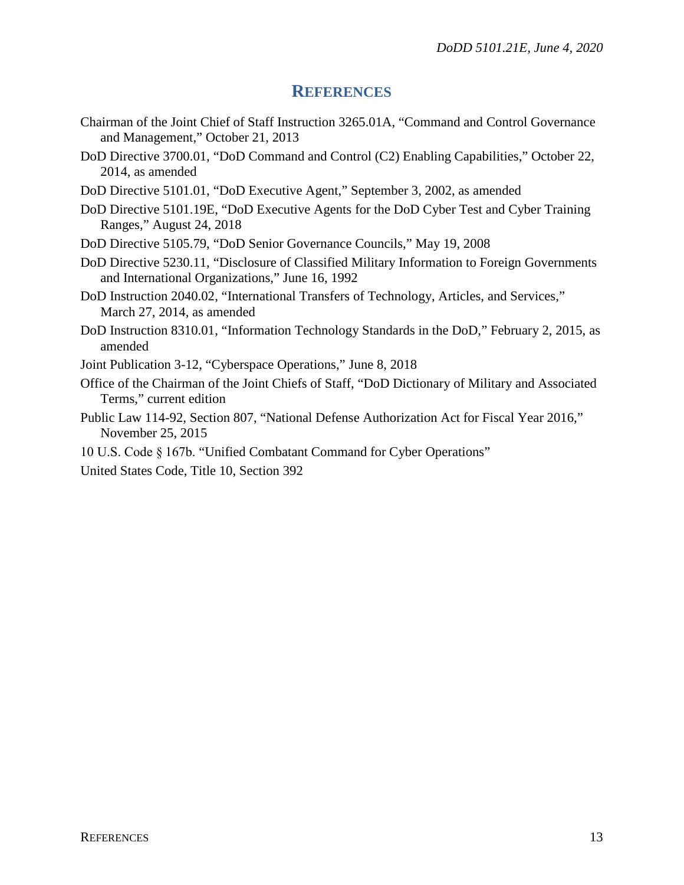# REFERENCES

Chairman of the Joint Chief of Staff Instruction 3265.01A, "Command and Control Governance and Management," October 21, 2013

DoD Directive 3700.01, "DoD Command and Control (C2) Enabling Capabilities," October 22, 2014, as amended

DoD Directive 5101.01, "DoD Executive Agent," September 3, 2002, as amended

DoD Directive 5101.19E, "DoD Executive Agents for the DoD Cyber Test and Cyber Training Ranges," August 24, 2018

DoD Directive 5105.79, "DoD Senior Governance Councils," May 19, 2008

DoD Directive 5230.11, "Disclosure of Classified Military Information to Foreign Governments and International Organizations," June 16, 1992

DoD Instruction 2040.02, "International Transfers of Technology, Articles, and Services," March 27, 2014, as amended

DoD Instruction 8310.01, "Information Technology Standards in the DoD," February 2, 2015, as amended

Joint Publication 3-12, "Cyberspace Operations," June 8, 2018

Office of the Chairman of the Joint Chiefs of Staff, "DoD Dictionary of Military and Associated Terms," current edition

Public Law 114-92, Section 807, "National Defense Authorization Act for Fiscal Year 2016," November 25, 2015

10 U.S. Code § 167b. "Unified Combatant Command for Cyber Operations"

United States Code, Title 10, Section 392